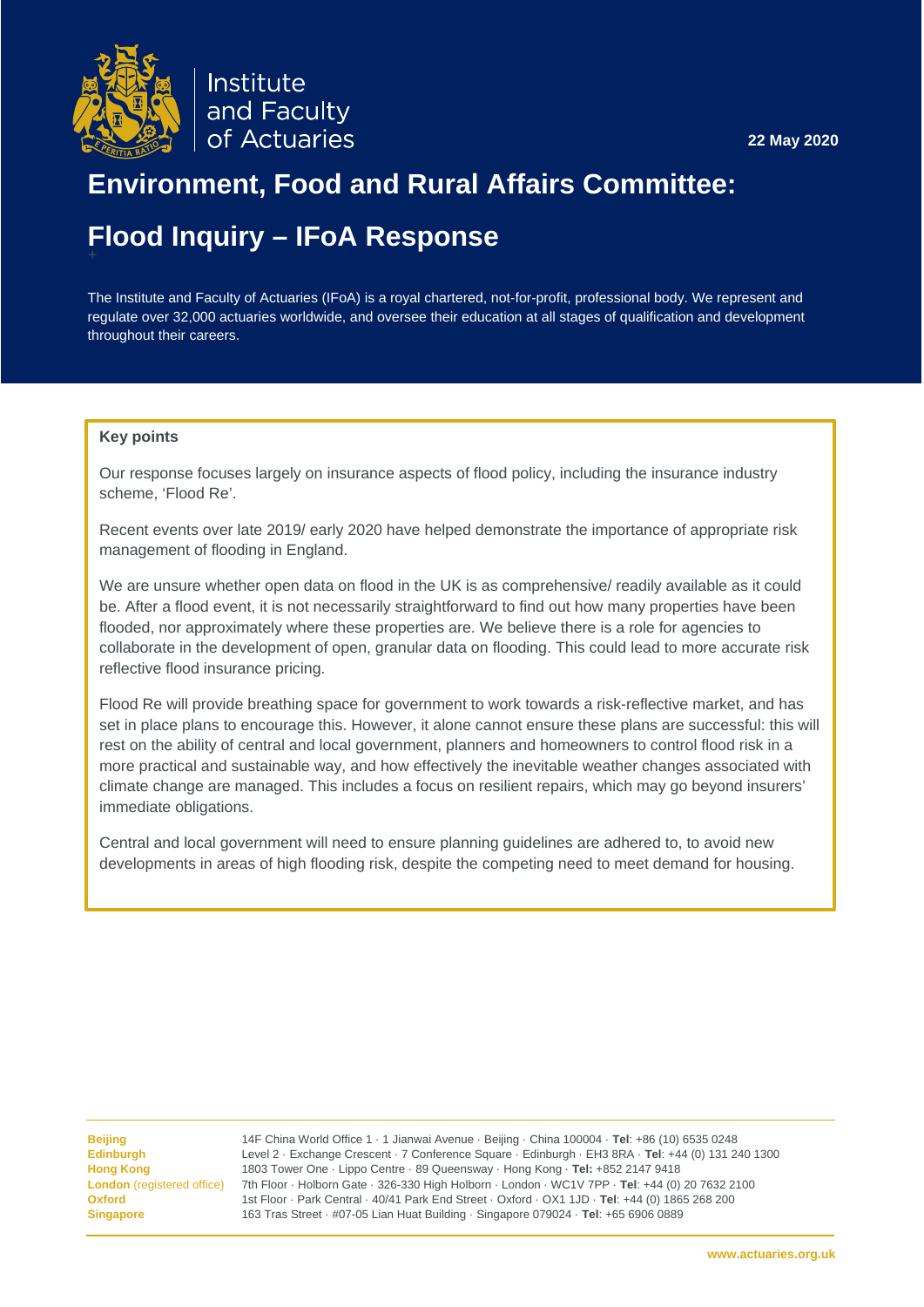Institute and Faculty of Actuaries

22 May 2020

# Environment, Food and Rural Affairs Committee:

# Flood Inquiry – IFoA Response

The Institute and Faculty of Actuaries (IFoA) is a royal chartered, not-for-profit, professional body. We represent and regulate over 32,000 actuaries worldwide, and oversee their education at all stages of qualification and development throughout their careers.

**Key points**

Our response focuses largely on insurance aspects of flood policy, including the insurance industry scheme, 'Flood Re'.

Recent events over late 2019/ early 2020 have helped demonstrate the importance of appropriate risk management of flooding in England.

We are unsure whether open data on flood in the UK is as comprehensive/ readily available as it could be. After a flood event, it is not necessarily straightforward to find out how many properties have been flooded, nor approximately where these properties are. We believe there is a role for agencies to collaborate in the development of open, granular data on flooding. This could lead to more accurate risk reflective flood insurance pricing.

Flood Re will provide breathing space for government to work towards a risk-reflective market, and has set in place plans to encourage this. However, it alone cannot ensure these plans are successful: this will rest on the ability of central and local government, planners and homeowners to control flood risk in a more practical and sustainable way, and how effectively the inevitable weather changes associated with climate change are managed. This includes a focus on resilient repairs, which may go beyond insurers' immediate obligations.

Central and local government will need to ensure planning guidelines are adhered to, to avoid new developments in areas of high flooding risk, despite the competing need to meet demand for housing.

| | |
|---|---|
| **Beijing** | 14F China World Office 1 · 1 Jianwai Avenue · Beijing · China 100004 · **Tel**: +86 (10) 6535 0248 |
| **Edinburgh** | Level 2 · Exchange Crescent · 7 Conference Square · Edinburgh · EH3 8RA · **Tel**: +44 (0) 131 240 1300 |
| **Hong Kong** | 1803 Tower One · Lippo Centre · 89 Queensway · Hong Kong · **Tel:** +852 2147 9418 |
| **London** (registered office) | 7th Floor · Holborn Gate · 326-330 High Holborn · London · WC1V 7PP · **Tel**: +44 (0) 20 7632 2100 |
| **Oxford** | 1st Floor · Park Central · 40/41 Park End Street · Oxford · OX1 1JD · **Tel**: +44 (0) 1865 268 200 |
| **Singapore** | 163 Tras Street · #07-05 Lian Huat Building · Singapore 079024 · **Tel**: +65 6906 0889 |

**www.actuaries.org.uk**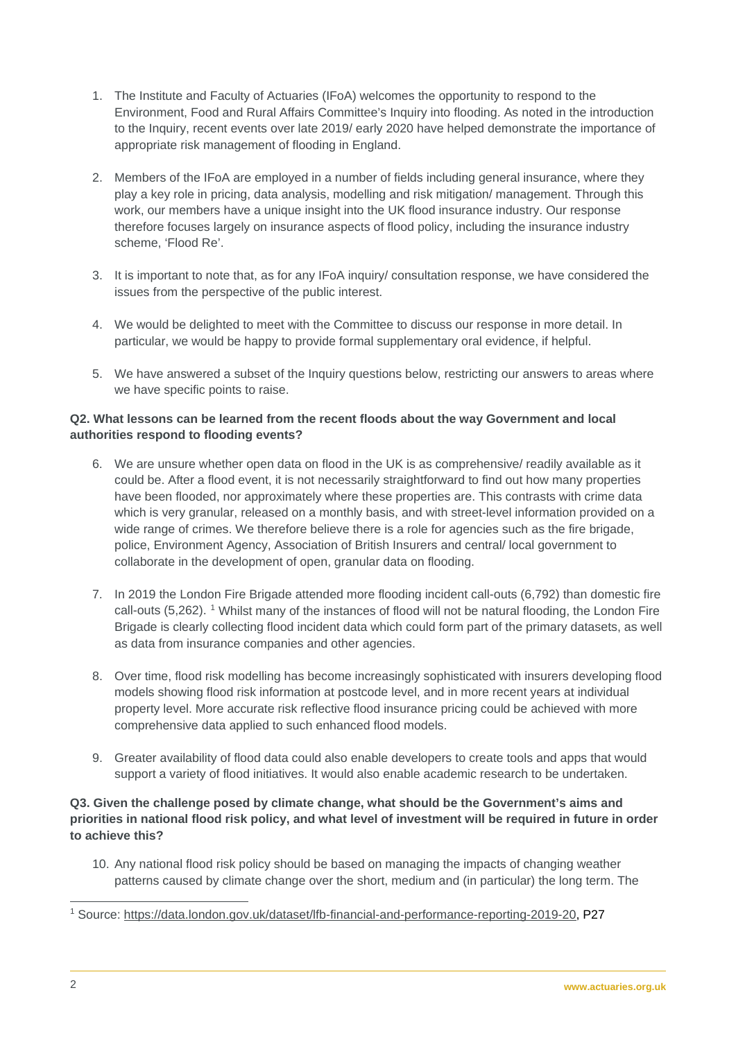1. The Institute and Faculty of Actuaries (IFoA) welcomes the opportunity to respond to the Environment, Food and Rural Affairs Committee's Inquiry into flooding. As noted in the introduction to the Inquiry, recent events over late 2019/ early 2020 have helped demonstrate the importance of appropriate risk management of flooding in England.

2. Members of the IFoA are employed in a number of fields including general insurance, where they play a key role in pricing, data analysis, modelling and risk mitigation/ management. Through this work, our members have a unique insight into the UK flood insurance industry. Our response therefore focuses largely on insurance aspects of flood policy, including the insurance industry scheme, 'Flood Re'.

3. It is important to note that, as for any IFoA inquiry/ consultation response, we have considered the issues from the perspective of the public interest.

4. We would be delighted to meet with the Committee to discuss our response in more detail. In particular, we would be happy to provide formal supplementary oral evidence, if helpful.

5. We have answered a subset of the Inquiry questions below, restricting our answers to areas where we have specific points to raise.

**Q2. What lessons can be learned from the recent floods about the way Government and local authorities respond to flooding events?**

6. We are unsure whether open data on flood in the UK is as comprehensive/ readily available as it could be. After a flood event, it is not necessarily straightforward to find out how many properties have been flooded, nor approximately where these properties are. This contrasts with crime data which is very granular, released on a monthly basis, and with street-level information provided on a wide range of crimes. We therefore believe there is a role for agencies such as the fire brigade, police, Environment Agency, Association of British Insurers and central/ local government to collaborate in the development of open, granular data on flooding.

7. In 2019 the London Fire Brigade attended more flooding incident call-outs (6,792) than domestic fire call-outs (5,262). [1] Whilst many of the instances of flood will not be natural flooding, the London Fire Brigade is clearly collecting flood incident data which could form part of the primary datasets, as well as data from insurance companies and other agencies.

8. Over time, flood risk modelling has become increasingly sophisticated with insurers developing flood models showing flood risk information at postcode level, and in more recent years at individual property level. More accurate risk reflective flood insurance pricing could be achieved with more comprehensive data applied to such enhanced flood models.

9. Greater availability of flood data could also enable developers to create tools and apps that would support a variety of flood initiatives. It would also enable academic research to be undertaken.

**Q3. Given the challenge posed by climate change, what should be the Government's aims and priorities in national flood risk policy, and what level of investment will be required in future in order to achieve this?**

10. Any national flood risk policy should be based on managing the impacts of changing weather patterns caused by climate change over the short, medium and (in particular) the long term. The

[1] Source: https://data.london.gov.uk/dataset/lfb-financial-and-performance-reporting-2019-20, P27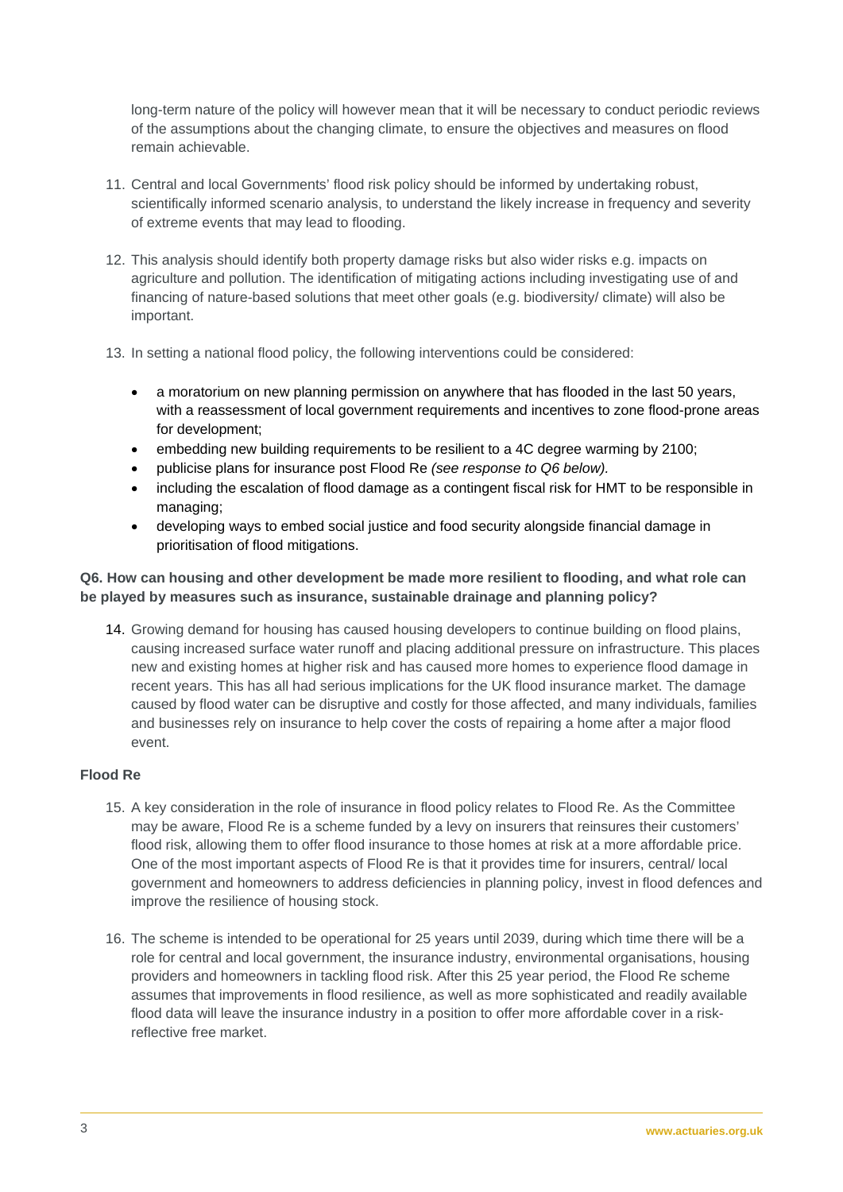long-term nature of the policy will however mean that it will be necessary to conduct periodic reviews of the assumptions about the changing climate, to ensure the objectives and measures on flood remain achievable.

11. Central and local Governments' flood risk policy should be informed by undertaking robust, scientifically informed scenario analysis, to understand the likely increase in frequency and severity of extreme events that may lead to flooding.

12. This analysis should identify both property damage risks but also wider risks e.g. impacts on agriculture and pollution. The identification of mitigating actions including investigating use of and financing of nature-based solutions that meet other goals (e.g. biodiversity/ climate) will also be important.

13. In setting a national flood policy, the following interventions could be considered:

    - a moratorium on new planning permission on anywhere that has flooded in the last 50 years, with a reassessment of local government requirements and incentives to zone flood-prone areas for development;
    - embedding new building requirements to be resilient to a 4C degree warming by 2100;
    - publicise plans for insurance post Flood Re *(see response to Q6 below).*
    - including the escalation of flood damage as a contingent fiscal risk for HMT to be responsible in managing;
    - developing ways to embed social justice and food security alongside financial damage in prioritisation of flood mitigations.

**Q6. How can housing and other development be made more resilient to flooding, and what role can be played by measures such as insurance, sustainable drainage and planning policy?**

14. Growing demand for housing has caused housing developers to continue building on flood plains, causing increased surface water runoff and placing additional pressure on infrastructure. This places new and existing homes at higher risk and has caused more homes to experience flood damage in recent years. This has all had serious implications for the UK flood insurance market. The damage caused by flood water can be disruptive and costly for those affected, and many individuals, families and businesses rely on insurance to help cover the costs of repairing a home after a major flood event.

**Flood Re**

15. A key consideration in the role of insurance in flood policy relates to Flood Re. As the Committee may be aware, Flood Re is a scheme funded by a levy on insurers that reinsures their customers' flood risk, allowing them to offer flood insurance to those homes at risk at a more affordable price. One of the most important aspects of Flood Re is that it provides time for insurers, central/ local government and homeowners to address deficiencies in planning policy, invest in flood defences and improve the resilience of housing stock.

16. The scheme is intended to be operational for 25 years until 2039, during which time there will be a role for central and local government, the insurance industry, environmental organisations, housing providers and homeowners in tackling flood risk. After this 25 year period, the Flood Re scheme assumes that improvements in flood resilience, as well as more sophisticated and readily available flood data will leave the insurance industry in a position to offer more affordable cover in a risk-reflective free market.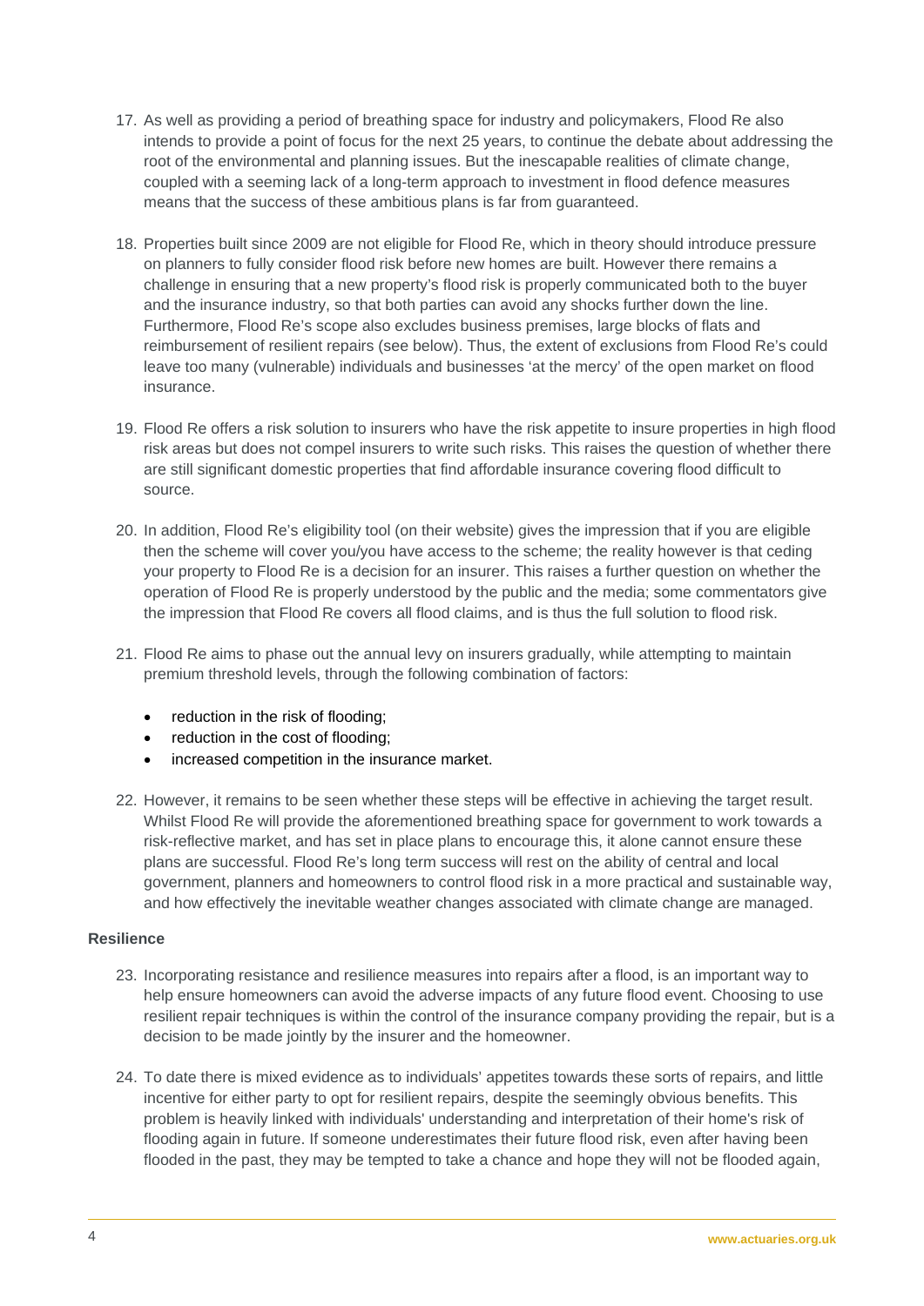17. As well as providing a period of breathing space for industry and policymakers, Flood Re also intends to provide a point of focus for the next 25 years, to continue the debate about addressing the root of the environmental and planning issues. But the inescapable realities of climate change, coupled with a seeming lack of a long-term approach to investment in flood defence measures means that the success of these ambitious plans is far from guaranteed.

18. Properties built since 2009 are not eligible for Flood Re, which in theory should introduce pressure on planners to fully consider flood risk before new homes are built. However there remains a challenge in ensuring that a new property's flood risk is properly communicated both to the buyer and the insurance industry, so that both parties can avoid any shocks further down the line. Furthermore, Flood Re's scope also excludes business premises, large blocks of flats and reimbursement of resilient repairs (see below). Thus, the extent of exclusions from Flood Re's could leave too many (vulnerable) individuals and businesses 'at the mercy' of the open market on flood insurance.

19. Flood Re offers a risk solution to insurers who have the risk appetite to insure properties in high flood risk areas but does not compel insurers to write such risks. This raises the question of whether there are still significant domestic properties that find affordable insurance covering flood difficult to source.

20. In addition, Flood Re's eligibility tool (on their website) gives the impression that if you are eligible then the scheme will cover you/you have access to the scheme; the reality however is that ceding your property to Flood Re is a decision for an insurer. This raises a further question on whether the operation of Flood Re is properly understood by the public and the media; some commentators give the impression that Flood Re covers all flood claims, and is thus the full solution to flood risk.

21. Flood Re aims to phase out the annual levy on insurers gradually, while attempting to maintain premium threshold levels, through the following combination of factors:

    - reduction in the risk of flooding;
    - reduction in the cost of flooding;
    - increased competition in the insurance market.

22. However, it remains to be seen whether these steps will be effective in achieving the target result. Whilst Flood Re will provide the aforementioned breathing space for government to work towards a risk-reflective market, and has set in place plans to encourage this, it alone cannot ensure these plans are successful. Flood Re's long term success will rest on the ability of central and local government, planners and homeowners to control flood risk in a more practical and sustainable way, and how effectively the inevitable weather changes associated with climate change are managed.

**Resilience**

23. Incorporating resistance and resilience measures into repairs after a flood, is an important way to help ensure homeowners can avoid the adverse impacts of any future flood event. Choosing to use resilient repair techniques is within the control of the insurance company providing the repair, but is a decision to be made jointly by the insurer and the homeowner.

24. To date there is mixed evidence as to individuals' appetites towards these sorts of repairs, and little incentive for either party to opt for resilient repairs, despite the seemingly obvious benefits. This problem is heavily linked with individuals' understanding and interpretation of their home's risk of flooding again in future. If someone underestimates their future flood risk, even after having been flooded in the past, they may be tempted to take a chance and hope they will not be flooded again,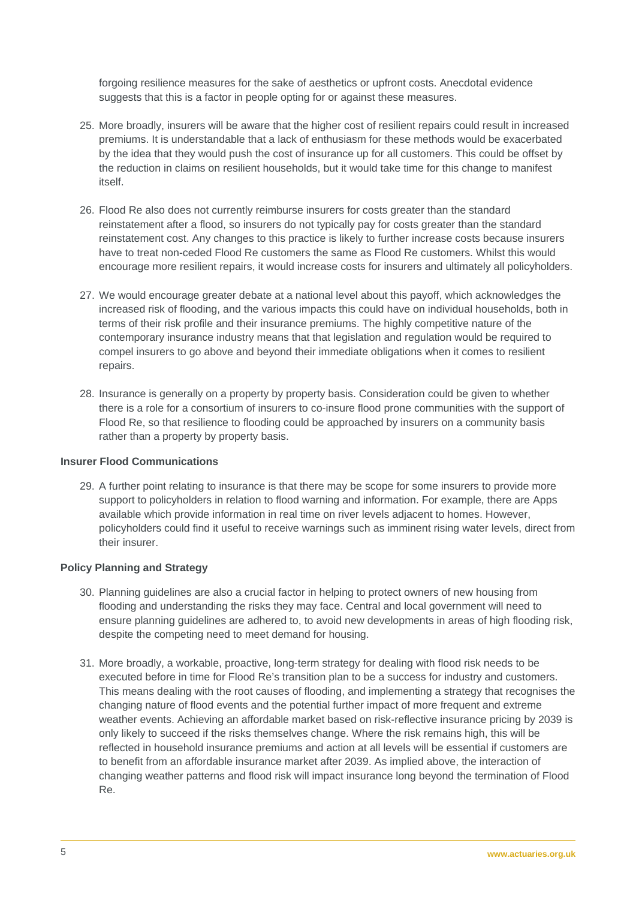forgoing resilience measures for the sake of aesthetics or upfront costs. Anecdotal evidence suggests that this is a factor in people opting for or against these measures.

25. More broadly, insurers will be aware that the higher cost of resilient repairs could result in increased premiums. It is understandable that a lack of enthusiasm for these methods would be exacerbated by the idea that they would push the cost of insurance up for all customers. This could be offset by the reduction in claims on resilient households, but it would take time for this change to manifest itself.

26. Flood Re also does not currently reimburse insurers for costs greater than the standard reinstatement after a flood, so insurers do not typically pay for costs greater than the standard reinstatement cost. Any changes to this practice is likely to further increase costs because insurers have to treat non-ceded Flood Re customers the same as Flood Re customers. Whilst this would encourage more resilient repairs, it would increase costs for insurers and ultimately all policyholders.

27. We would encourage greater debate at a national level about this payoff, which acknowledges the increased risk of flooding, and the various impacts this could have on individual households, both in terms of their risk profile and their insurance premiums. The highly competitive nature of the contemporary insurance industry means that that legislation and regulation would be required to compel insurers to go above and beyond their immediate obligations when it comes to resilient repairs.

28. Insurance is generally on a property by property basis. Consideration could be given to whether there is a role for a consortium of insurers to co-insure flood prone communities with the support of Flood Re, so that resilience to flooding could be approached by insurers on a community basis rather than a property by property basis.

**Insurer Flood Communications**

29. A further point relating to insurance is that there may be scope for some insurers to provide more support to policyholders in relation to flood warning and information. For example, there are Apps available which provide information in real time on river levels adjacent to homes. However, policyholders could find it useful to receive warnings such as imminent rising water levels, direct from their insurer.

**Policy Planning and Strategy**

30. Planning guidelines are also a crucial factor in helping to protect owners of new housing from flooding and understanding the risks they may face. Central and local government will need to ensure planning guidelines are adhered to, to avoid new developments in areas of high flooding risk, despite the competing need to meet demand for housing.

31. More broadly, a workable, proactive, long-term strategy for dealing with flood risk needs to be executed before in time for Flood Re's transition plan to be a success for industry and customers. This means dealing with the root causes of flooding, and implementing a strategy that recognises the changing nature of flood events and the potential further impact of more frequent and extreme weather events. Achieving an affordable market based on risk-reflective insurance pricing by 2039 is only likely to succeed if the risks themselves change. Where the risk remains high, this will be reflected in household insurance premiums and action at all levels will be essential if customers are to benefit from an affordable insurance market after 2039. As implied above, the interaction of changing weather patterns and flood risk will impact insurance long beyond the termination of Flood Re.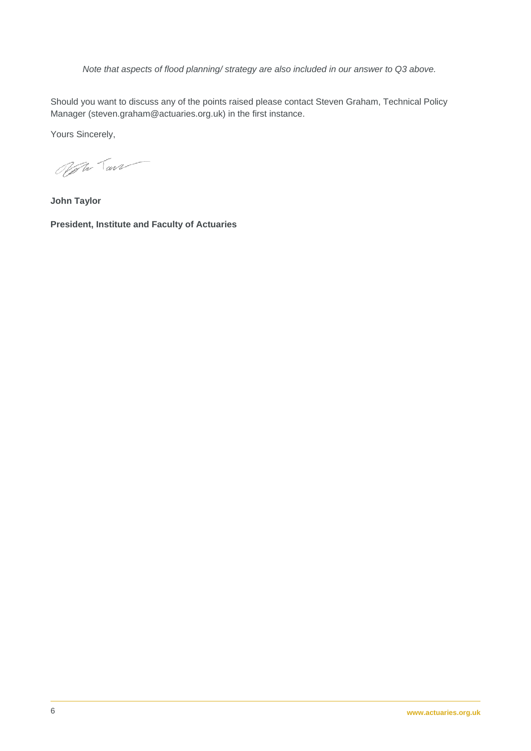*Note that aspects of flood planning/ strategy are also included in our answer to Q3 above.*

Should you want to discuss any of the points raised please contact Steven Graham, Technical Policy Manager (steven.graham@actuaries.org.uk) in the first instance.

Yours Sincerely,

**John Taylor**

**President, Institute and Faculty of Actuaries**